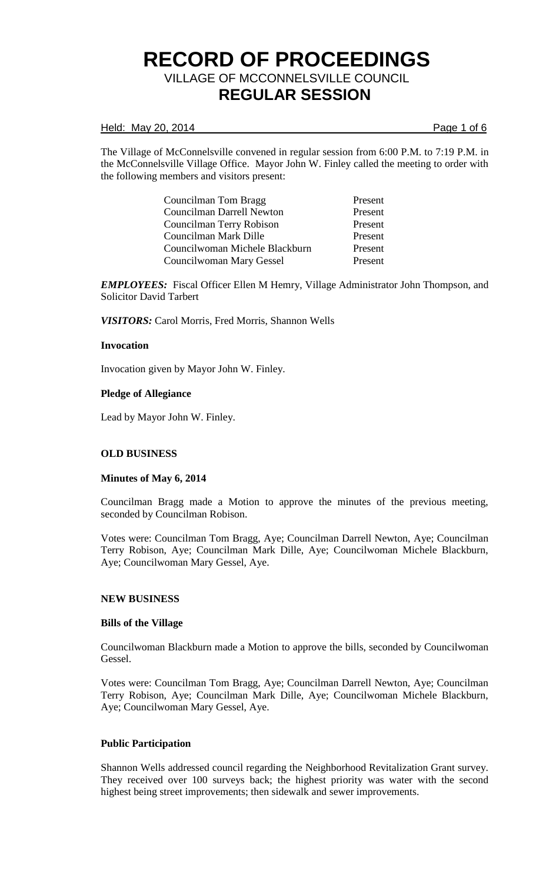# RECORD OF PROCEEDINGS

## VILLAGE OF MCCONNELSVILLE COUNCIL

## REGULAR SESSION

Held: May 20, 2014

The Village of McConnelsville convened in regular session from 6:00 P.M. to 7:19 P.M. in the McConnelsville Village Office. Mayor John W. Finley called the meeting to order with the following members and visitors present:

| | |
|---|---|
| Councilman Tom Bragg | Present |
| Councilman Darrell Newton | Present |
| Councilman Terry Robison | Present |
| Councilman Mark Dille | Present |
| Councilwoman Michele Blackburn | Present |
| Councilwoman Mary Gessel | Present |

***EMPLOYEES:*** Fiscal Officer Ellen M Hemry, Village Administrator John Thompson, and Solicitor David Tarbert

***VISITORS:*** Carol Morris, Fred Morris, Shannon Wells

**Invocation**

Invocation given by Mayor John W. Finley.

**Pledge of Allegiance**

Lead by Mayor John W. Finley.

**OLD BUSINESS**

**Minutes of May 6, 2014**

Councilman Bragg made a Motion to approve the minutes of the previous meeting, seconded by Councilman Robison.

Votes were: Councilman Tom Bragg, Aye; Councilman Darrell Newton, Aye; Councilman Terry Robison, Aye; Councilman Mark Dille, Aye; Councilwoman Michele Blackburn, Aye; Councilwoman Mary Gessel, Aye.

**NEW BUSINESS**

**Bills of the Village**

Councilwoman Blackburn made a Motion to approve the bills, seconded by Councilwoman Gessel.

Votes were: Councilman Tom Bragg, Aye; Councilman Darrell Newton, Aye; Councilman Terry Robison, Aye; Councilman Mark Dille, Aye; Councilwoman Michele Blackburn, Aye; Councilwoman Mary Gessel, Aye.

**Public Participation**

Shannon Wells addressed council regarding the Neighborhood Revitalization Grant survey. They received over 100 surveys back; the highest priority was water with the second highest being street improvements; then sidewalk and sewer improvements.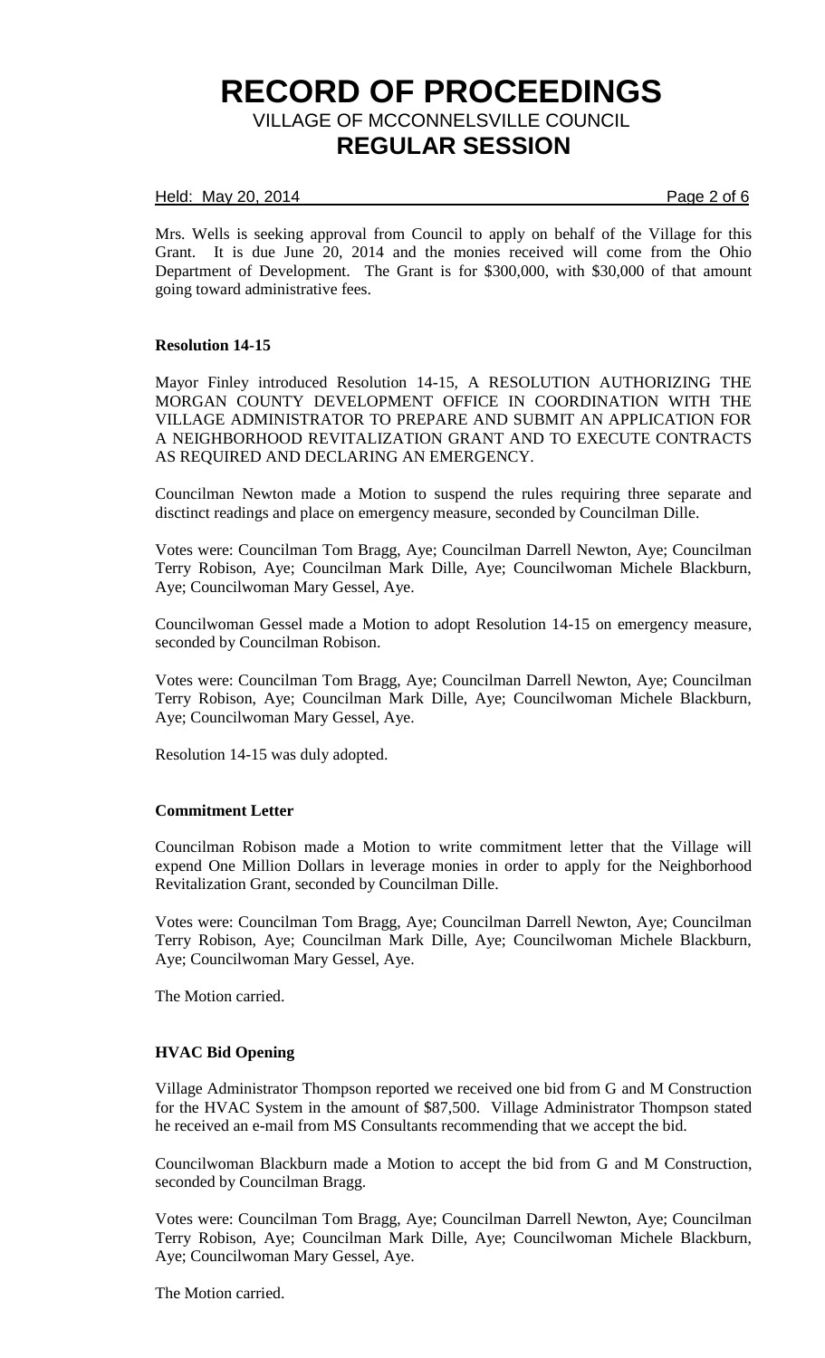Mrs. Wells is seeking approval from Council to apply on behalf of the Village for this Grant. It is due June 20, 2014 and the monies received will come from the Ohio Department of Development. The Grant is for $300,000, with $30,000 of that amount going toward administrative fees.

**Resolution 14-15**

Mayor Finley introduced Resolution 14-15, A RESOLUTION AUTHORIZING THE MORGAN COUNTY DEVELOPMENT OFFICE IN COORDINATION WITH THE VILLAGE ADMINISTRATOR TO PREPARE AND SUBMIT AN APPLICATION FOR A NEIGHBORHOOD REVITALIZATION GRANT AND TO EXECUTE CONTRACTS AS REQUIRED AND DECLARING AN EMERGENCY.

Councilman Newton made a Motion to suspend the rules requiring three separate and disctinct readings and place on emergency measure, seconded by Councilman Dille.

Votes were: Councilman Tom Bragg, Aye; Councilman Darrell Newton, Aye; Councilman Terry Robison, Aye; Councilman Mark Dille, Aye; Councilwoman Michele Blackburn, Aye; Councilwoman Mary Gessel, Aye.

Councilwoman Gessel made a Motion to adopt Resolution 14-15 on emergency measure, seconded by Councilman Robison.

Votes were: Councilman Tom Bragg, Aye; Councilman Darrell Newton, Aye; Councilman Terry Robison, Aye; Councilman Mark Dille, Aye; Councilwoman Michele Blackburn, Aye; Councilwoman Mary Gessel, Aye.

Resolution 14-15 was duly adopted.

**Commitment Letter**

Councilman Robison made a Motion to write commitment letter that the Village will expend One Million Dollars in leverage monies in order to apply for the Neighborhood Revitalization Grant, seconded by Councilman Dille.

Votes were: Councilman Tom Bragg, Aye; Councilman Darrell Newton, Aye; Councilman Terry Robison, Aye; Councilman Mark Dille, Aye; Councilwoman Michele Blackburn, Aye; Councilwoman Mary Gessel, Aye.

The Motion carried.

**HVAC Bid Opening**

Village Administrator Thompson reported we received one bid from G and M Construction for the HVAC System in the amount of $87,500. Village Administrator Thompson stated he received an e-mail from MS Consultants recommending that we accept the bid.

Councilwoman Blackburn made a Motion to accept the bid from G and M Construction, seconded by Councilman Bragg.

Votes were: Councilman Tom Bragg, Aye; Councilman Darrell Newton, Aye; Councilman Terry Robison, Aye; Councilman Mark Dille, Aye; Councilwoman Michele Blackburn, Aye; Councilwoman Mary Gessel, Aye.

The Motion carried.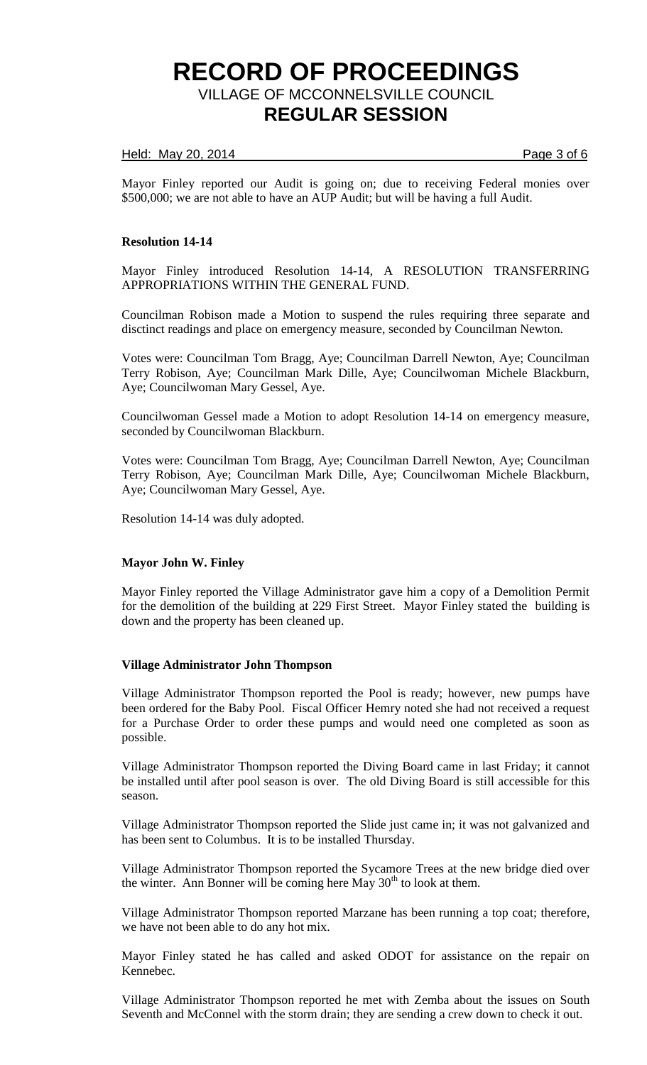Mayor Finley reported our Audit is going on; due to receiving Federal monies over $500,000; we are not able to have an AUP Audit; but will be having a full Audit.

**Resolution 14-14**

Mayor Finley introduced Resolution 14-14, A RESOLUTION TRANSFERRING APPROPRIATIONS WITHIN THE GENERAL FUND.

Councilman Robison made a Motion to suspend the rules requiring three separate and disctinct readings and place on emergency measure, seconded by Councilman Newton.

Votes were: Councilman Tom Bragg, Aye; Councilman Darrell Newton, Aye; Councilman Terry Robison, Aye; Councilman Mark Dille, Aye; Councilwoman Michele Blackburn, Aye; Councilwoman Mary Gessel, Aye.

Councilwoman Gessel made a Motion to adopt Resolution 14-14 on emergency measure, seconded by Councilwoman Blackburn.

Votes were: Councilman Tom Bragg, Aye; Councilman Darrell Newton, Aye; Councilman Terry Robison, Aye; Councilman Mark Dille, Aye; Councilwoman Michele Blackburn, Aye; Councilwoman Mary Gessel, Aye.

Resolution 14-14 was duly adopted.

**Mayor John W. Finley**

Mayor Finley reported the Village Administrator gave him a copy of a Demolition Permit for the demolition of the building at 229 First Street. Mayor Finley stated the building is down and the property has been cleaned up.

**Village Administrator John Thompson**

Village Administrator Thompson reported the Pool is ready; however, new pumps have been ordered for the Baby Pool. Fiscal Officer Hemry noted she had not received a request for a Purchase Order to order these pumps and would need one completed as soon as possible.

Village Administrator Thompson reported the Diving Board came in last Friday; it cannot be installed until after pool season is over. The old Diving Board is still accessible for this season.

Village Administrator Thompson reported the Slide just came in; it was not galvanized and has been sent to Columbus. It is to be installed Thursday.

Village Administrator Thompson reported the Sycamore Trees at the new bridge died over the winter. Ann Bonner will be coming here May 30th to look at them.

Village Administrator Thompson reported Marzane has been running a top coat; therefore, we have not been able to do any hot mix.

Mayor Finley stated he has called and asked ODOT for assistance on the repair on Kennebec.

Village Administrator Thompson reported he met with Zemba about the issues on South Seventh and McConnel with the storm drain; they are sending a crew down to check it out.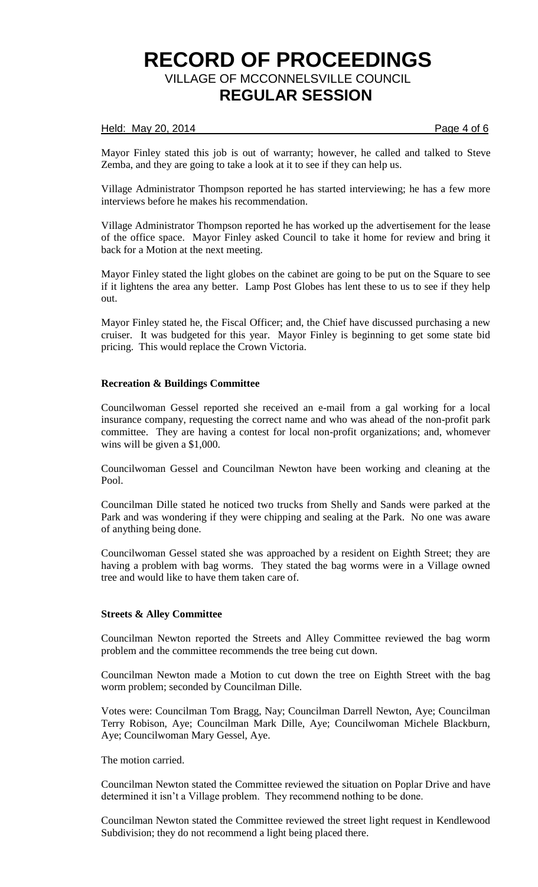Mayor Finley stated this job is out of warranty; however, he called and talked to Steve Zemba, and they are going to take a look at it to see if they can help us.

Village Administrator Thompson reported he has started interviewing; he has a few more interviews before he makes his recommendation.

Village Administrator Thompson reported he has worked up the advertisement for the lease of the office space. Mayor Finley asked Council to take it home for review and bring it back for a Motion at the next meeting.

Mayor Finley stated the light globes on the cabinet are going to be put on the Square to see if it lightens the area any better. Lamp Post Globes has lent these to us to see if they help out.

Mayor Finley stated he, the Fiscal Officer; and, the Chief have discussed purchasing a new cruiser. It was budgeted for this year. Mayor Finley is beginning to get some state bid pricing. This would replace the Crown Victoria.

**Recreation & Buildings Committee**

Councilwoman Gessel reported she received an e-mail from a gal working for a local insurance company, requesting the correct name and who was ahead of the non-profit park committee. They are having a contest for local non-profit organizations; and, whomever wins will be given a $1,000.

Councilwoman Gessel and Councilman Newton have been working and cleaning at the Pool.

Councilman Dille stated he noticed two trucks from Shelly and Sands were parked at the Park and was wondering if they were chipping and sealing at the Park. No one was aware of anything being done.

Councilwoman Gessel stated she was approached by a resident on Eighth Street; they are having a problem with bag worms. They stated the bag worms were in a Village owned tree and would like to have them taken care of.

**Streets & Alley Committee**

Councilman Newton reported the Streets and Alley Committee reviewed the bag worm problem and the committee recommends the tree being cut down.

Councilman Newton made a Motion to cut down the tree on Eighth Street with the bag worm problem; seconded by Councilman Dille.

Votes were: Councilman Tom Bragg, Nay; Councilman Darrell Newton, Aye; Councilman Terry Robison, Aye; Councilman Mark Dille, Aye; Councilwoman Michele Blackburn, Aye; Councilwoman Mary Gessel, Aye.

The motion carried.

Councilman Newton stated the Committee reviewed the situation on Poplar Drive and have determined it isn't a Village problem. They recommend nothing to be done.

Councilman Newton stated the Committee reviewed the street light request in Kendlewood Subdivision; they do not recommend a light being placed there.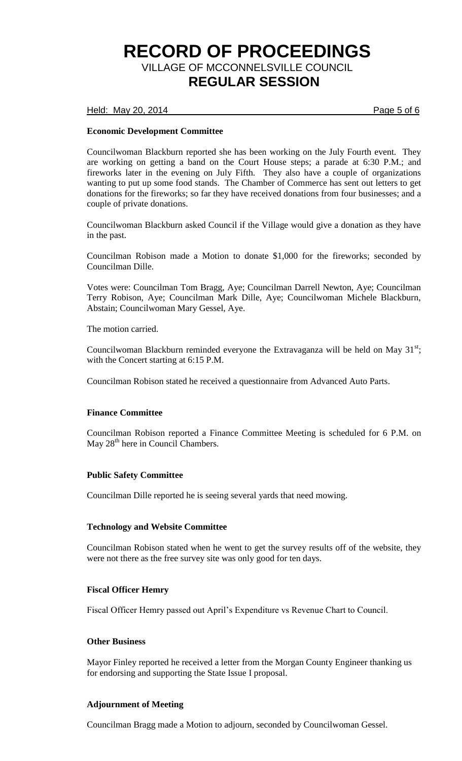### Economic Development Committee

Councilwoman Blackburn reported she has been working on the July Fourth event. They are working on getting a band on the Court House steps; a parade at 6:30 P.M.; and fireworks later in the evening on July Fifth. They also have a couple of organizations wanting to put up some food stands. The Chamber of Commerce has sent out letters to get donations for the fireworks; so far they have received donations from four businesses; and a couple of private donations.

Councilwoman Blackburn asked Council if the Village would give a donation as they have in the past.

Councilman Robison made a Motion to donate $1,000 for the fireworks; seconded by Councilman Dille.

Votes were: Councilman Tom Bragg, Aye; Councilman Darrell Newton, Aye; Councilman Terry Robison, Aye; Councilman Mark Dille, Aye; Councilwoman Michele Blackburn, Abstain; Councilwoman Mary Gessel, Aye.

The motion carried.

Councilwoman Blackburn reminded everyone the Extravaganza will be held on May 31st; with the Concert starting at 6:15 P.M.

Councilman Robison stated he received a questionnaire from Advanced Auto Parts.

### Finance Committee

Councilman Robison reported a Finance Committee Meeting is scheduled for 6 P.M. on May 28th here in Council Chambers.

### Public Safety Committee

Councilman Dille reported he is seeing several yards that need mowing.

### Technology and Website Committee

Councilman Robison stated when he went to get the survey results off of the website, they were not there as the free survey site was only good for ten days.

### Fiscal Officer Hemry

Fiscal Officer Hemry passed out April's Expenditure vs Revenue Chart to Council.

### Other Business

Mayor Finley reported he received a letter from the Morgan County Engineer thanking us for endorsing and supporting the State Issue I proposal.

### Adjournment of Meeting

Councilman Bragg made a Motion to adjourn, seconded by Councilwoman Gessel.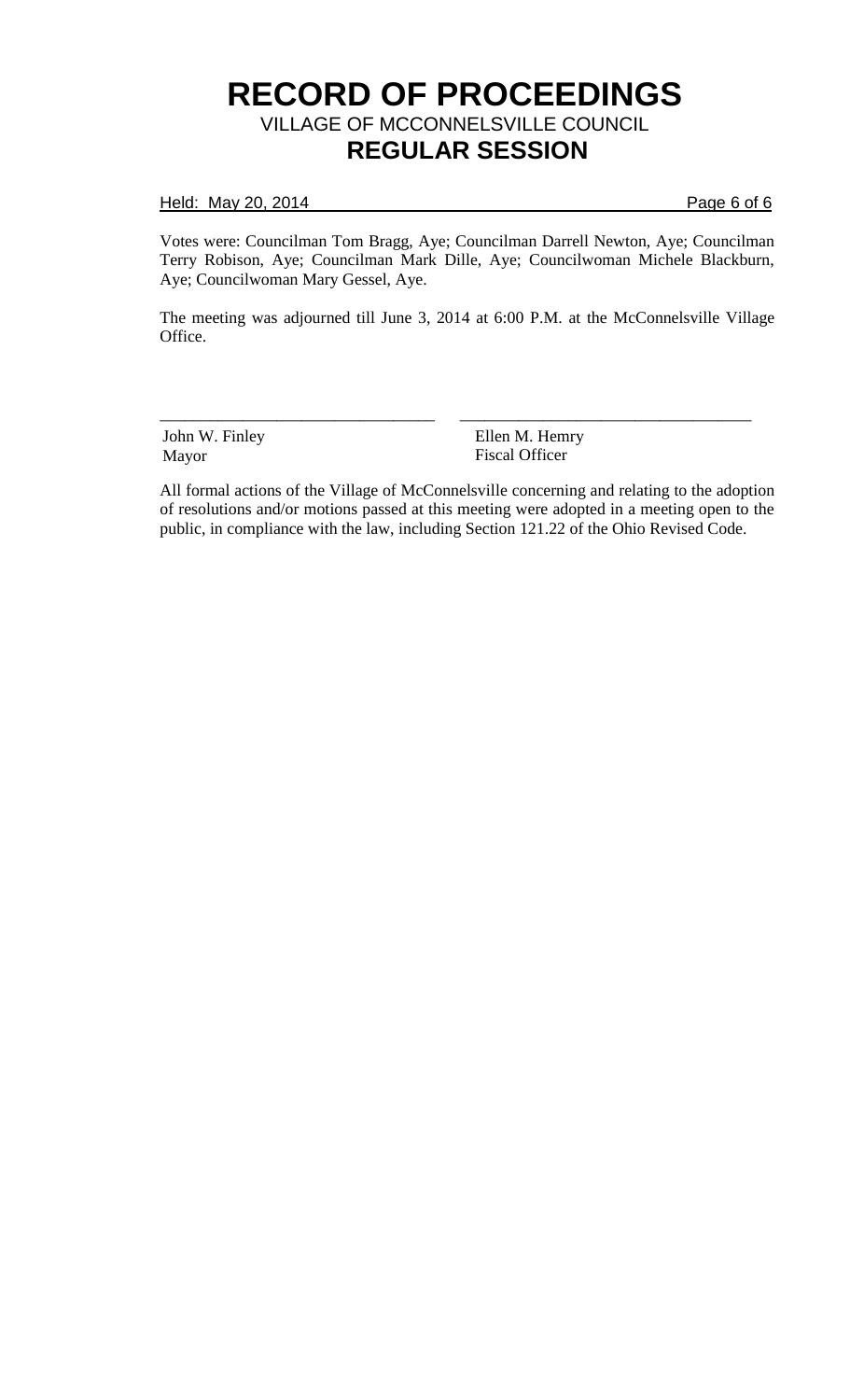Votes were: Councilman Tom Bragg, Aye; Councilman Darrell Newton, Aye; Councilman Terry Robison, Aye; Councilman Mark Dille, Aye; Councilwoman Michele Blackburn, Aye; Councilwoman Mary Gessel, Aye.

The meeting was adjourned till June 3, 2014 at 6:00 P.M. at the McConnelsville Village Office.

| | |
|---|---|
| _______________________________ | _______________________________ |
| John W. Finley | Ellen M. Hemry |
| Mayor | Fiscal Officer |

All formal actions of the Village of McConnelsville concerning and relating to the adoption of resolutions and/or motions passed at this meeting were adopted in a meeting open to the public, in compliance with the law, including Section 121.22 of the Ohio Revised Code.